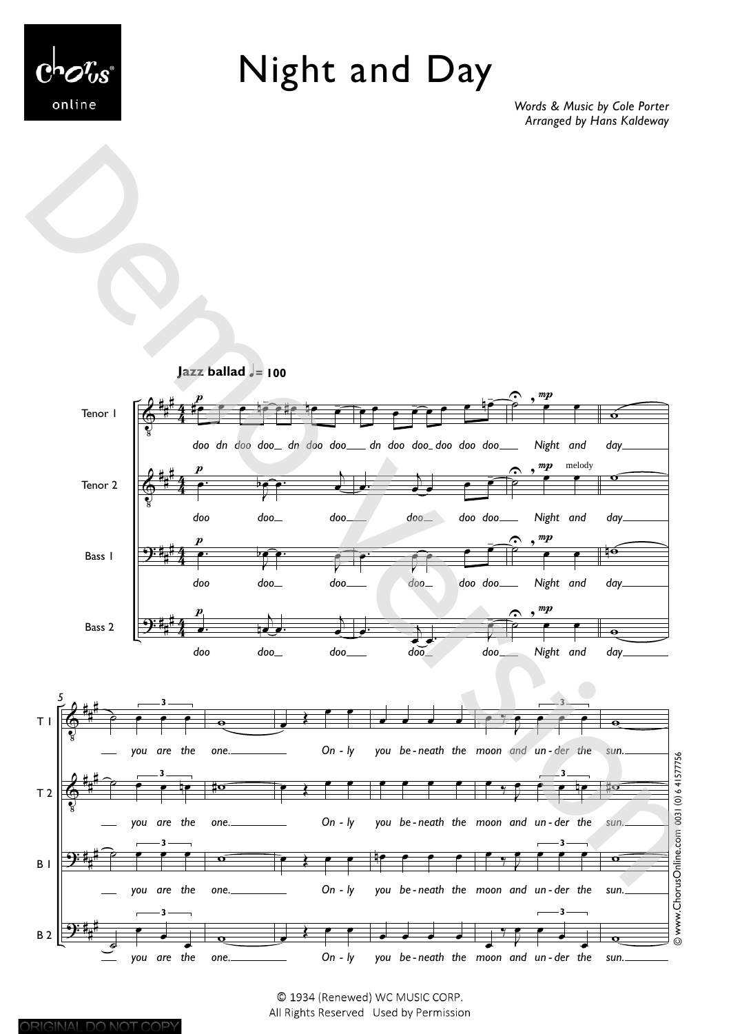# Night and Day

*Words & Music by Cole Porter*
*Arranged by Hans Kaldeway*

© 1934 (Renewed) WC MUSIC CORP.
All Rights Reserved Used by Permission

© www.ChorusOnline.com 0031 (0) 6 41577756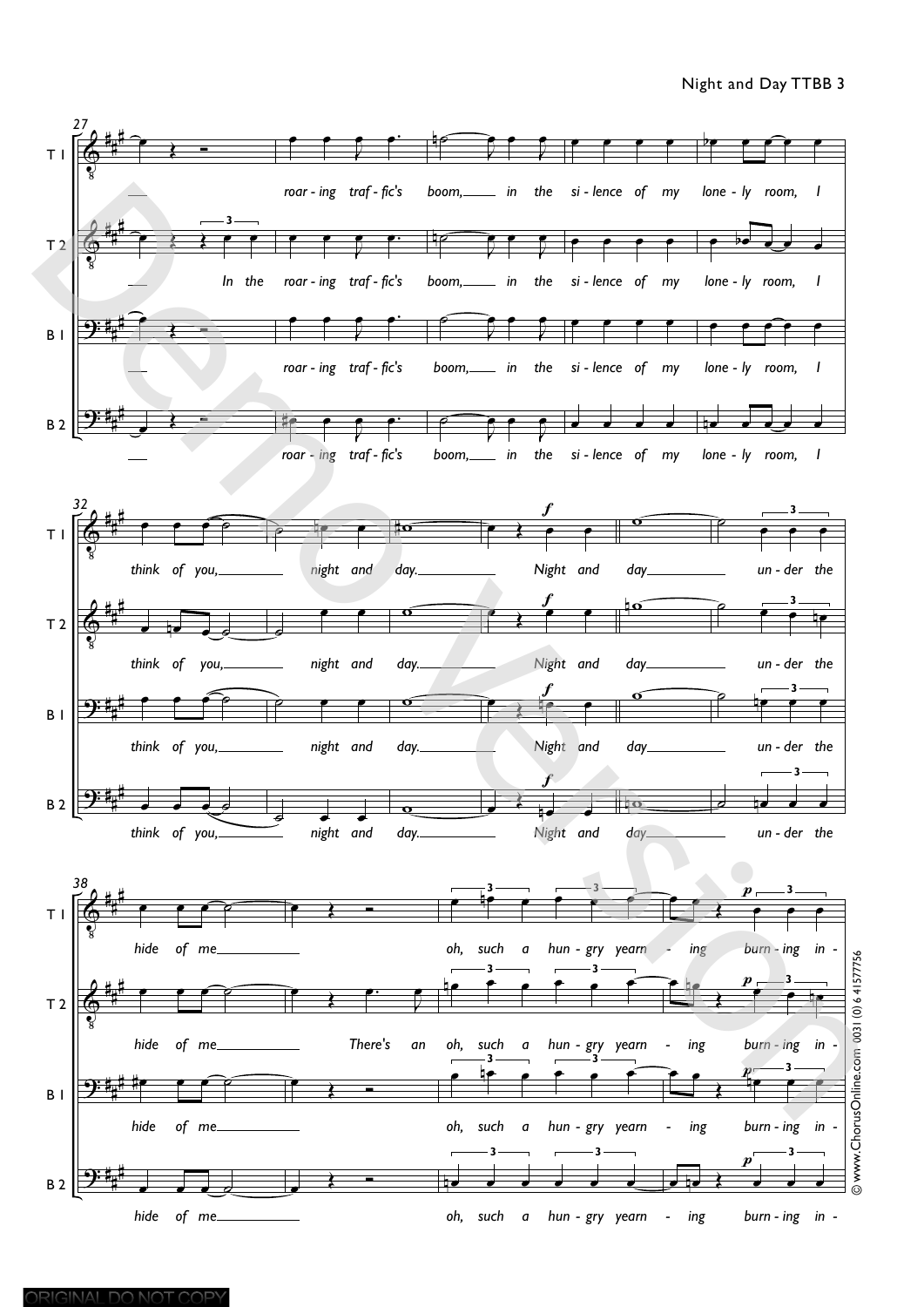T I: roar - ing traf - fic's boom, in the si - lence of my lone - ly room, I think of you, night and day. Night and day un - der the hide of me oh, such a hun - gry yearn - ing burn - ing in -

T 2: In the roar - ing traf - fic's boom, in the si - lence of my lone - ly room, I think of you, night and day. Night and day un - der the hide of me There's an oh, such a hun - gry yearn - ing burn - ing in -

B I: roar - ing traf - fic's boom, in the si - lence of my lone - ly room, I think of you, night and day. Night and day un - der the hide of me oh, such a hun - gry yearn - ing burn - ing in -

B 2: roar - ing traf - fic's boom, in the si - lence of my lone - ly room, I think of you, night and day. Night and day un - der the hide of me oh, such a hun - gry yearn - ing burn - ing in -

© www.ChorusOnline.com 0031 (0) 6 41577756